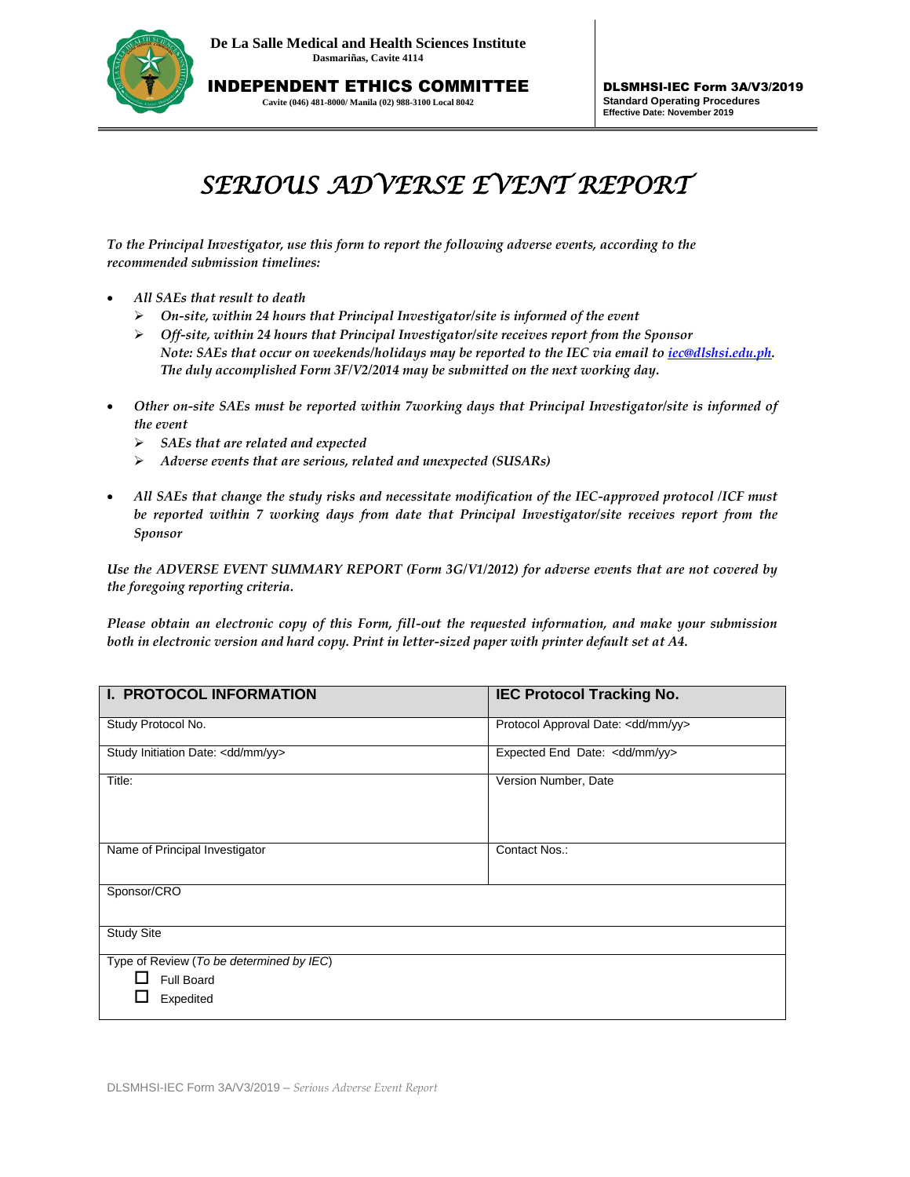De La Salle Medical and Health Sciences Institute
Dasmariñas, Cavite 4114

**INDEPENDENT ETHICS COMMITTEE**
Cavite (046) 481-8000/ Manila (02) 988-3100 Local 8042

**DLSMHSI-IEC Form 3A/V3/2019**
**Standard Operating Procedures**
**Effective Date: November 2019**

# *SERIOUS ADVERSE EVENT REPORT*

*To the Principal Investigator, use this form to report the following adverse events, according to the recommended submission timelines:*

- *All SAEs that result to death*
  - *On-site, within 24 hours that Principal Investigator/site is informed of the event*
  - *Off-site, within 24 hours that Principal Investigator/site receives report from the Sponsor*
    *Note: SAEs that occur on weekends/holidays may be reported to the IEC via email to iec@dlshsi.edu.ph. The duly accomplished Form 3F/V2/2014 may be submitted on the next working day.*
- *Other on-site SAEs must be reported within 7working days that Principal Investigator/site is informed of the event*
  - *SAEs that are related and expected*
  - *Adverse events that are serious, related and unexpected (SUSARs)*
- *All SAEs that change the study risks and necessitate modification of the IEC-approved protocol /ICF must be reported within 7 working days from date that Principal Investigator/site receives report from the Sponsor*

*Use the ADVERSE EVENT SUMMARY REPORT (Form 3G/V1/2012) for adverse events that are not covered by the foregoing reporting criteria.*

*Please obtain an electronic copy of this Form, fill-out the requested information, and make your submission both in electronic version and hard copy. Print in letter-sized paper with printer default set at A4.*

| **I. PROTOCOL INFORMATION** | **IEC Protocol Tracking No.** |
|---|---|
| Study Protocol No. | Protocol Approval Date: <dd/mm/yy> |
| Study Initiation Date: <dd/mm/yy> | Expected End Date: <dd/mm/yy> |
| Title: | Version Number, Date |
| Name of Principal Investigator | Contact Nos.: |
| Sponsor/CRO | |
| Study Site | |
| Type of Review (*To be determined by IEC*)<br>☐ Full Board<br>☐ Expedited | |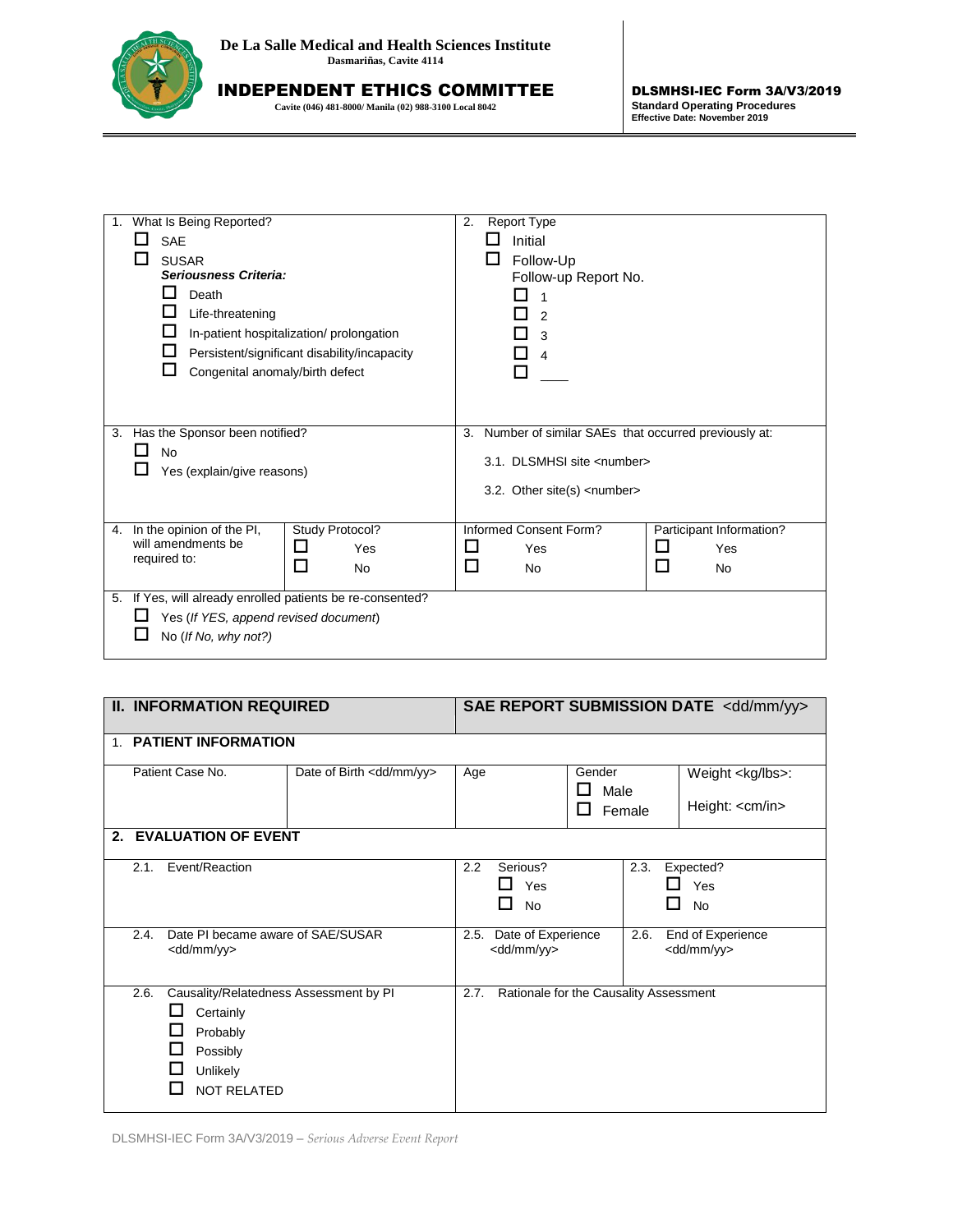**De La Salle Medical and Health Sciences Institute**
Dasmariñas, Cavite 4114

**INDEPENDENT ETHICS COMMITTEE**
Cavite (046) 481-8000/ Manila (02) 988-3100 Local 8042

**DLSMHSI-IEC Form 3A/V3/2019**
**Standard Operating Procedures**
**Effective Date: November 2019**

| 1. What Is Being Reported? | | 2. Report Type | |
|---|---|---|---|
| ☐ SAE<br>☐ SUSAR<br>***Seriousness Criteria:***<br>☐ Death<br>☐ Life-threatening<br>☐ In-patient hospitalization/ prolongation<br>☐ Persistent/significant disability/incapacity<br>☐ Congenital anomaly/birth defect | | ☐ Initial<br>☐ Follow-Up<br>Follow-up Report No.<br>☐ 1<br>☐ 2<br>☐ 3<br>☐ 4<br>☐ ____ | |
| 3. Has the Sponsor been notified?<br>☐ No<br>☐ Yes (explain/give reasons) | | 3. Number of similar SAEs that occurred previously at:<br>3.1. DLSMHSI site <number><br>3.2. Other site(s) <number> | |
| 4. In the opinion of the PI, will amendments be required to: | Study Protocol?<br>☐ Yes<br>☐ No | Informed Consent Form?<br>☐ Yes<br>☐ No | Participant Information?<br>☐ Yes<br>☐ No |
| 5. If Yes, will already enrolled patients be re-consented?<br>☐ Yes (*If YES, append revised document*)<br>☐ No (*If No, why not?*) | | | |

| **II. INFORMATION REQUIRED** | | **SAE REPORT SUBMISSION DATE** <dd/mm/yy> | | |
|---|---|---|---|---|
| 1. **PATIENT INFORMATION** | | | | |
| Patient Case No. | Date of Birth <dd/mm/yy> | Age | Gender<br>☐ Male<br>☐ Female | Weight <kg/lbs>:<br>Height: <cm/in> |
| **2. EVALUATION OF EVENT** | | | | |
| 2.1. Event/Reaction | | 2.2 Serious?<br>☐ Yes<br>☐ No | 2.3. Expected?<br>☐ Yes<br>☐ No | |
| 2.4. Date PI became aware of SAE/SUSAR <dd/mm/yy> | | 2.5. Date of Experience <dd/mm/yy> | 2.6. End of Experience <dd/mm/yy> | |
| 2.6. Causality/Relatedness Assessment by PI<br>☐ Certainly<br>☐ Probably<br>☐ Possibly<br>☐ Unlikely<br>☐ NOT RELATED | | 2.7. Rationale for the Causality Assessment | | |

DLSMHSI-IEC Form 3A/V3/2019 – *Serious Adverse Event Report*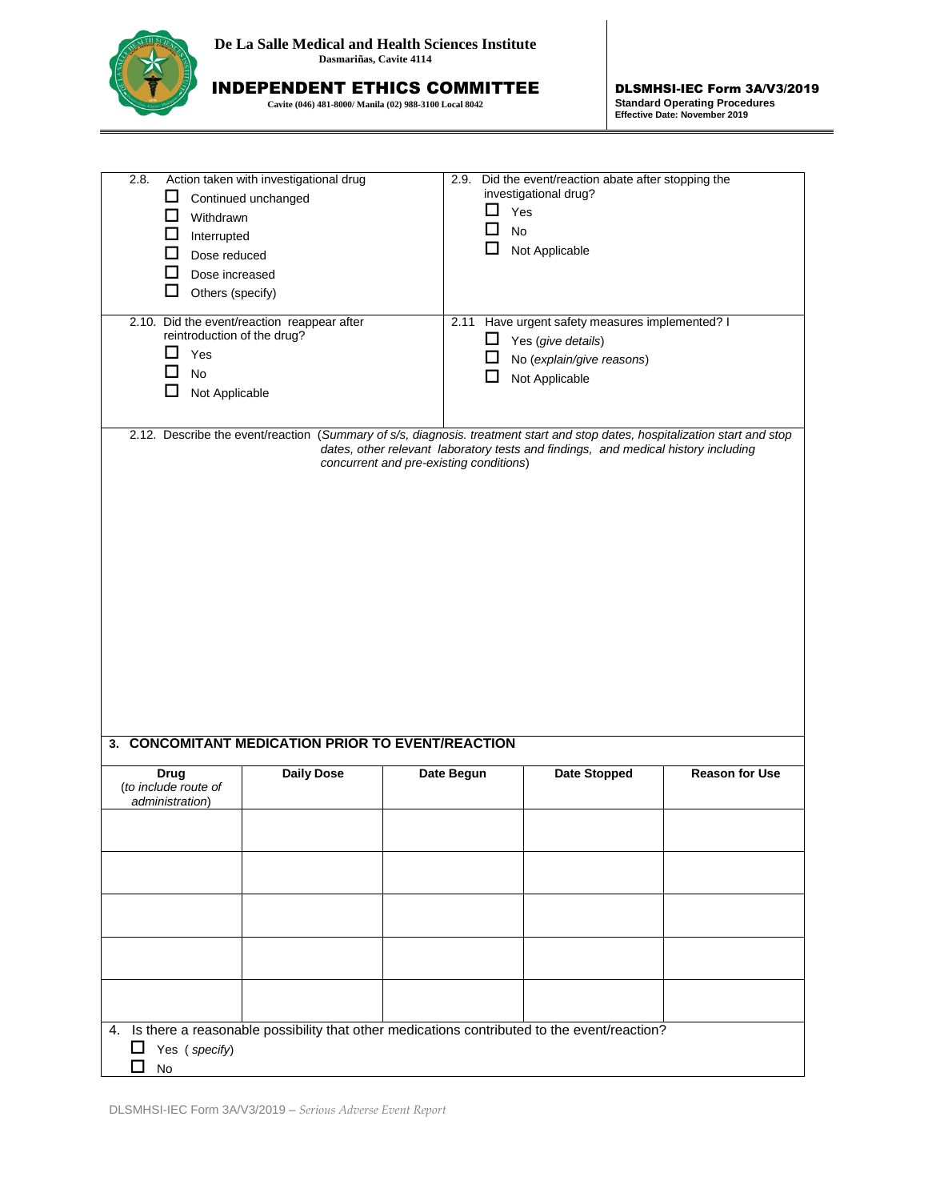2.8. Action taken with investigational drug

- ☐ Continued unchanged
- ☐ Withdrawn
- ☐ Interrupted
- ☐ Dose reduced
- ☐ Dose increased
- ☐ Others (specify)

2.9. Did the event/reaction abate after stopping the investigational drug?

- ☐ Yes
- ☐ No
- ☐ Not Applicable

2.10. Did the event/reaction reappear after reintroduction of the drug?

- ☐ Yes
- ☐ No
- ☐ Not Applicable

2.11 Have urgent safety measures implemented? I

- ☐ Yes (*give details*)
- ☐ No (*explain/give reasons*)
- ☐ Not Applicable

2.12. Describe the event/reaction (*Summary of s/s, diagnosis. treatment start and stop dates, hospitalization start and stop dates, other relevant laboratory tests and findings, and medical history including concurrent and pre-existing conditions*)

## 3. CONCOMITANT MEDICATION PRIOR TO EVENT/REACTION

| **Drug** (*to include route of administration*) | **Daily Dose** | **Date Begun** | **Date Stopped** | **Reason for Use** |
|---|---|---|---|---|
| | | | | |
| | | | | |
| | | | | |
| | | | | |
| | | | | |

4. Is there a reasonable possibility that other medications contributed to the event/reaction?

- ☐ Yes ( *specify*)
- ☐ No

DLSMHSI-IEC Form 3A/V3/2019 – *Serious Adverse Event Report*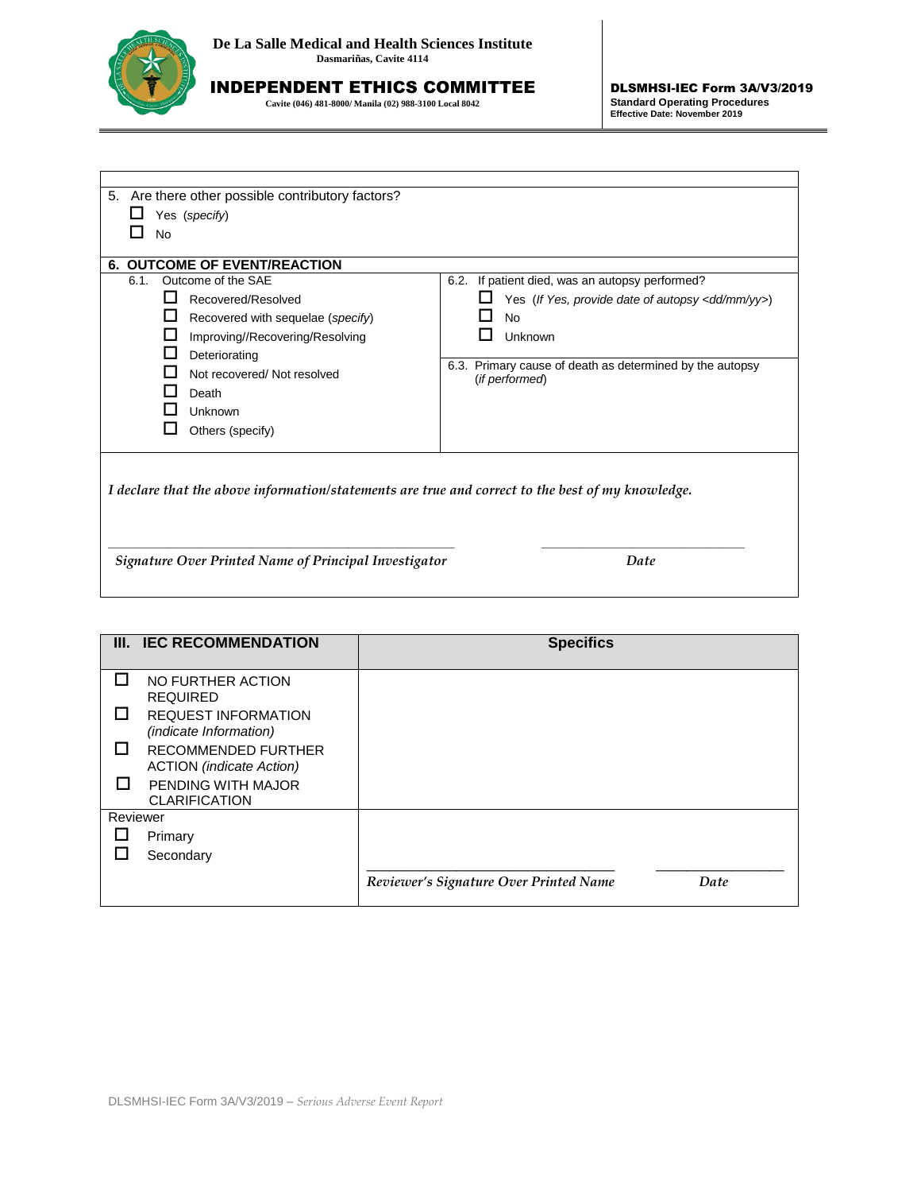5. Are there other possible contributory factors?

☐ Yes (*specify*)
☐ No

**6. OUTCOME OF EVENT/REACTION**

| | |
|---|---|
| 6.1. Outcome of the SAE<br>☐ Recovered/Resolved<br>☐ Recovered with sequelae (*specify*)<br>☐ Improving//Recovering/Resolving<br>☐ Deteriorating<br>☐ Not recovered/ Not resolved<br>☐ Death<br>☐ Unknown<br>☐ Others (specify) | 6.2. If patient died, was an autopsy performed?<br>☐ Yes (*If Yes, provide date of autopsy <dd/mm/yy>*)<br>☐ No<br>☐ Unknown<br><br>6.3. Primary cause of death as determined by the autopsy (*if performed*) |

*I declare that the above information/statements are true and correct to the best of my knowledge.*

\_\_\_\_\_\_\_\_\_\_\_\_\_\_\_\_\_\_\_\_\_\_\_\_\_\_\_\_\_\_\_\_\_\_\_\_\_\_\_\_ \_\_\_\_\_\_\_\_\_\_\_\_\_\_\_\_\_\_\_\_\_\_\_\_

*Signature Over Printed Name of Principal Investigator* *Date*

| III. IEC RECOMMENDATION | Specifics |
|---|---|
| ☐ NO FURTHER ACTION REQUIRED<br>☐ REQUEST INFORMATION (*indicate Information*)<br>☐ RECOMMENDED FURTHER ACTION (*indicate Action*)<br>☐ PENDING WITH MAJOR CLARIFICATION | |
| Reviewer<br>☐ Primary<br>☐ Secondary | \_\_\_\_\_\_\_\_\_\_\_\_\_\_\_\_\_\_\_\_\_\_\_\_\_\_\_\_\_\_ \_\_\_\_\_\_\_\_\_\_\_\_\_\_\_<br>*Reviewer's Signature Over Printed Name* *Date* |